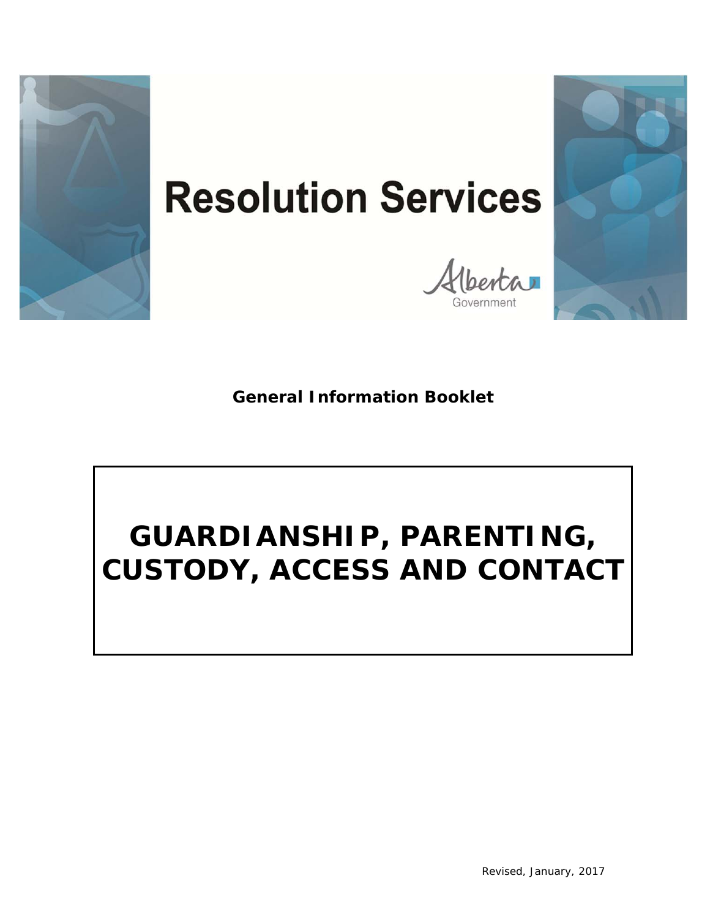# Resolution Services

Alberta Government

**General Information Booklet**

# GUARDIANSHIP, PARENTING, CUSTODY, ACCESS AND CONTACT

Revised, January, 2017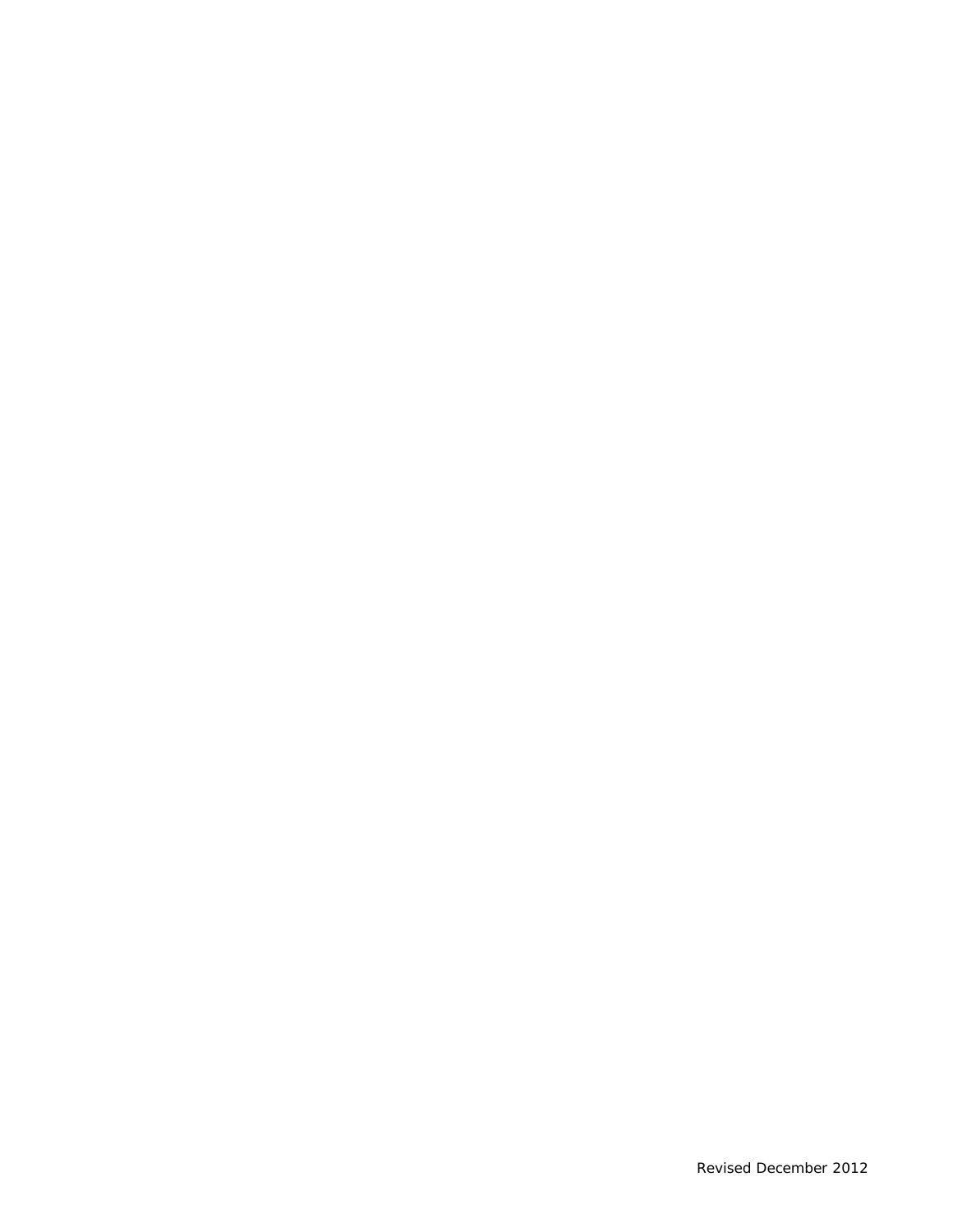Revised December 2012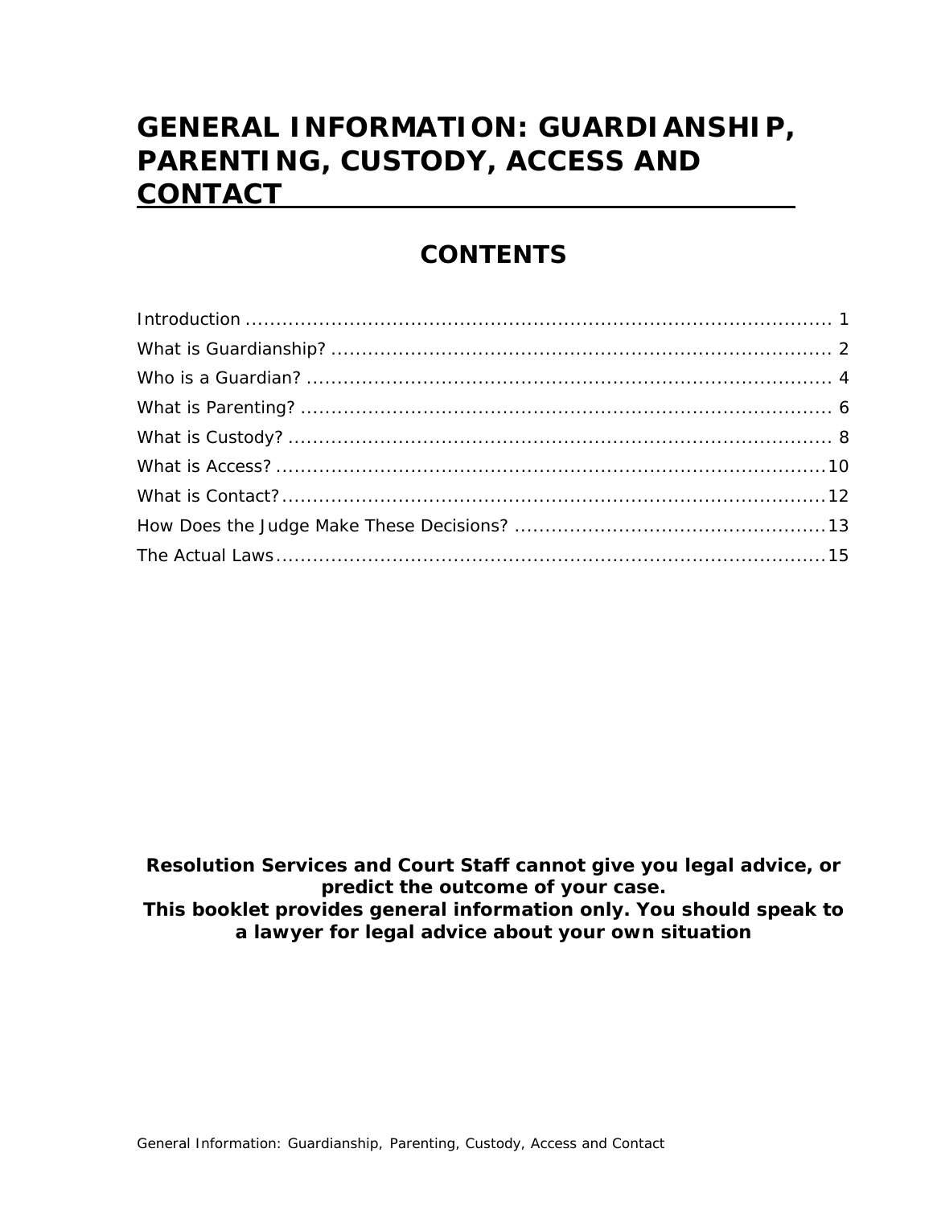# GENERAL INFORMATION: GUARDIANSHIP, PARENTING, CUSTODY, ACCESS AND CONTACT

## CONTENTS

| | |
|---|---|
| Introduction | 1 |
| What is Guardianship? | 2 |
| Who is a Guardian? | 4 |
| What is Parenting? | 6 |
| What is Custody? | 8 |
| What is Access? | 10 |
| What is Contact? | 12 |
| How Does the Judge Make These Decisions? | 13 |
| The Actual Laws | 15 |

**Resolution Services and Court Staff cannot give you legal advice, or predict the outcome of your case.**
**This booklet provides general information only. You should speak to a lawyer for legal advice about your own situation**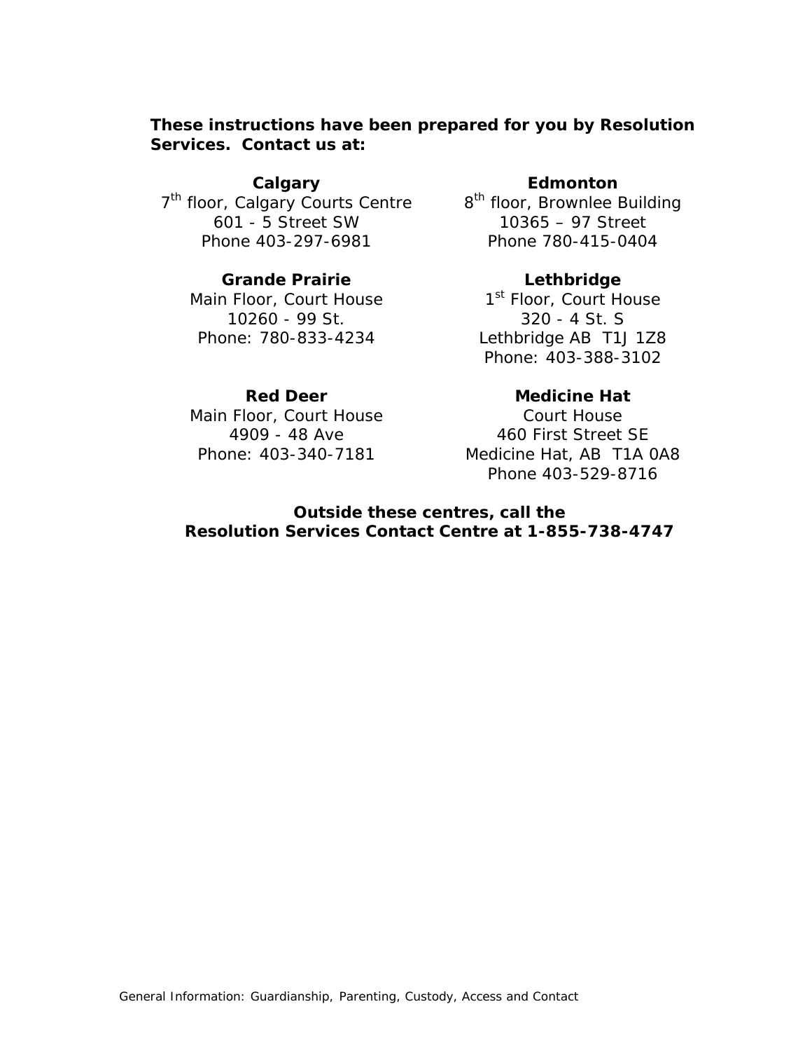**These instructions have been prepared for you by Resolution Services. Contact us at:**

**Calgary**
7th floor, Calgary Courts Centre
601 - 5 Street SW
Phone 403-297-6981

**Edmonton**
8th floor, Brownlee Building
10365 – 97 Street
Phone 780-415-0404

**Grande Prairie**
Main Floor, Court House
10260 - 99 St.
Phone: 780-833-4234

**Lethbridge**
1st Floor, Court House
320 - 4 St. S
Lethbridge AB T1J 1Z8
Phone: 403-388-3102

**Red Deer**
Main Floor, Court House
4909 - 48 Ave
Phone: 403-340-7181

**Medicine Hat**
Court House
460 First Street SE
Medicine Hat, AB T1A 0A8
Phone 403-529-8716

**Outside these centres, call the Resolution Services Contact Centre at 1-855-738-4747**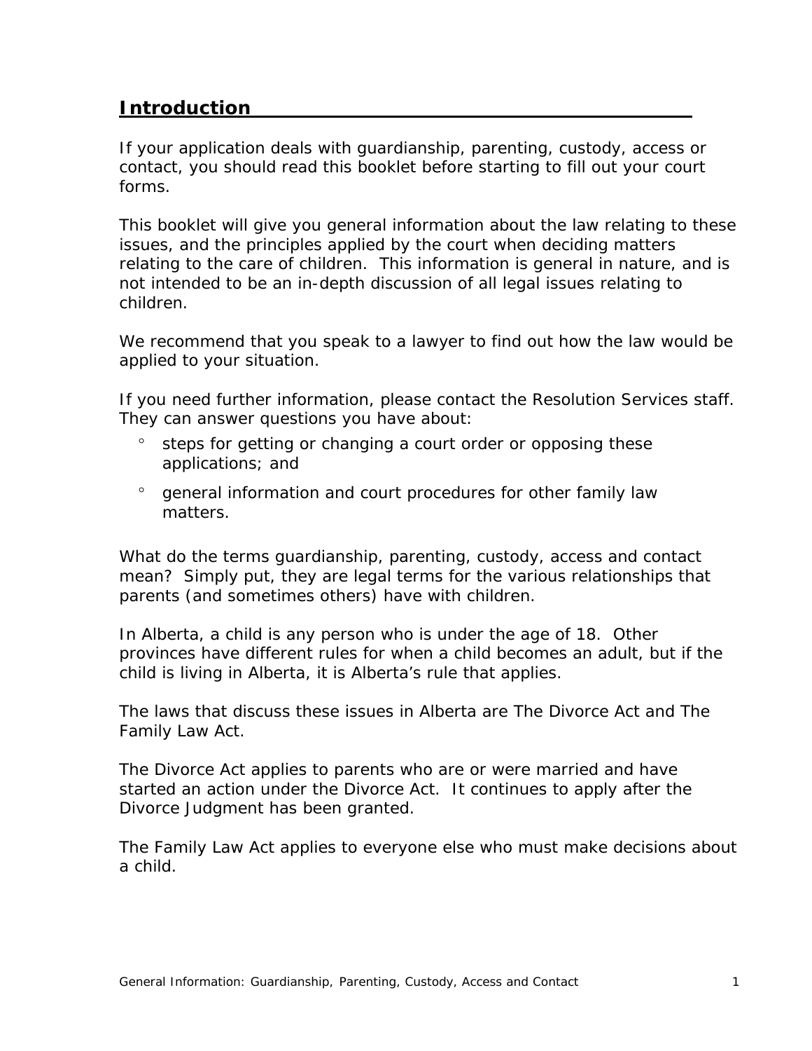## Introduction

If your application deals with guardianship, parenting, custody, access or contact, you should read this booklet before starting to fill out your court forms.

This booklet will give you general information about the law relating to these issues, and the principles applied by the court when deciding matters relating to the care of children. This information is general in nature, and is not intended to be an in-depth discussion of all legal issues relating to children.

We recommend that you speak to a lawyer to find out how the law would be applied to your situation.

If you need further information, please contact the Resolution Services staff. They can answer questions you have about:

- steps for getting or changing a court order or opposing these applications; and
- general information and court procedures for other family law matters.

What do the terms guardianship, parenting, custody, access and contact mean? Simply put, they are legal terms for the various relationships that parents (and sometimes others) have with children.

In Alberta, a child is any person who is under the age of 18. Other provinces have different rules for when a child becomes an adult, but if the child is living in Alberta, it is Alberta's rule that applies.

The laws that discuss these issues in Alberta are The Divorce Act and The Family Law Act.

The Divorce Act applies to parents who are or were married and have started an action under the Divorce Act. It continues to apply after the Divorce Judgment has been granted.

The Family Law Act applies to everyone else who must make decisions about a child.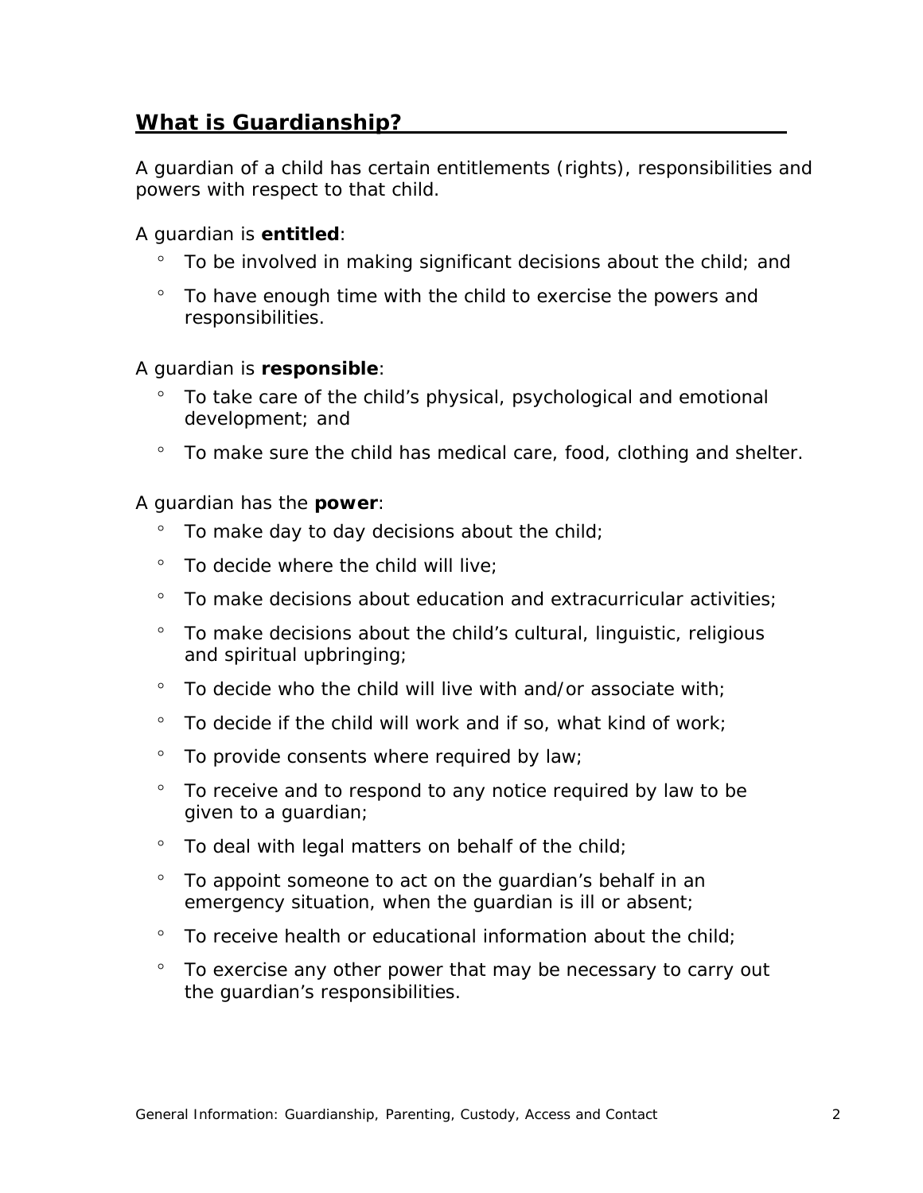## What is Guardianship?

A guardian of a child has certain entitlements (rights), responsibilities and powers with respect to that child.

A guardian is **entitled**:

- To be involved in making significant decisions about the child; and
- To have enough time with the child to exercise the powers and responsibilities.

A guardian is **responsible**:

- To take care of the child's physical, psychological and emotional development; and
- To make sure the child has medical care, food, clothing and shelter.

A guardian has the **power**:

- To make day to day decisions about the child;
- To decide where the child will live;
- To make decisions about education and extracurricular activities;
- To make decisions about the child's cultural, linguistic, religious and spiritual upbringing;
- To decide who the child will live with and/or associate with;
- To decide if the child will work and if so, what kind of work;
- To provide consents where required by law;
- To receive and to respond to any notice required by law to be given to a guardian;
- To deal with legal matters on behalf of the child;
- To appoint someone to act on the guardian's behalf in an emergency situation, when the guardian is ill or absent;
- To receive health or educational information about the child;
- To exercise any other power that may be necessary to carry out the guardian's responsibilities.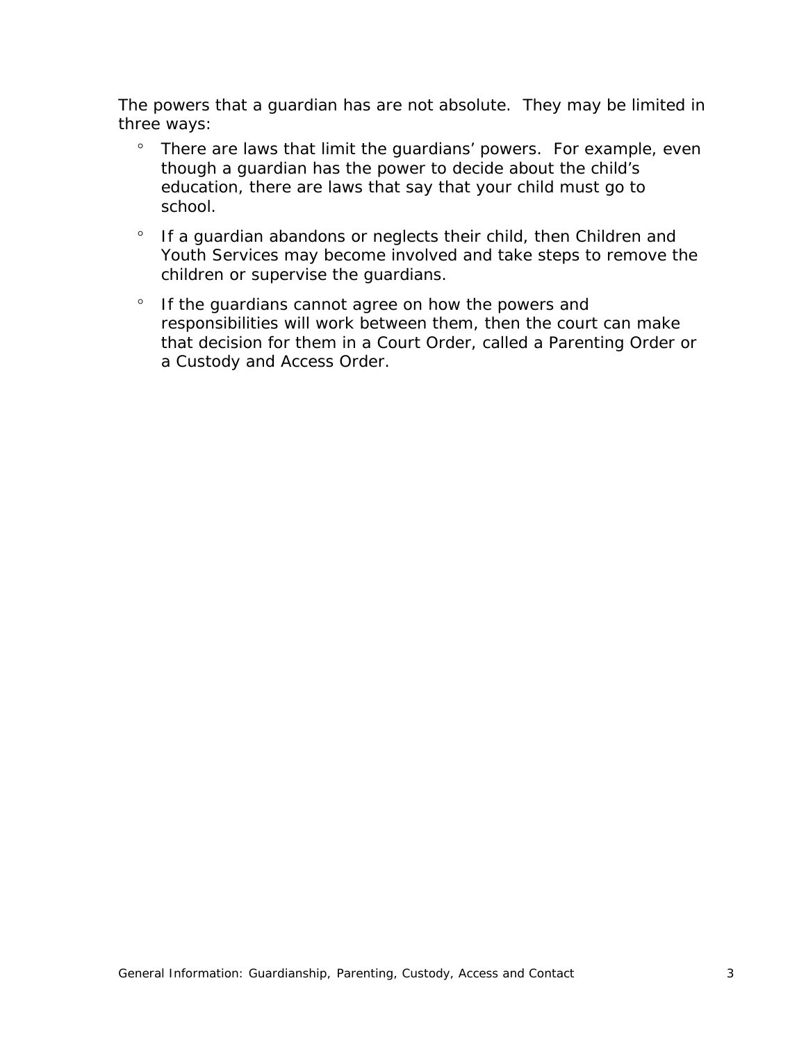The powers that a guardian has are not absolute.  They may be limited in three ways:

- There are laws that limit the guardians' powers.  For example, even though a guardian has the power to decide about the child's education, there are laws that say that your child must go to school.
- If a guardian abandons or neglects their child, then Children and Youth Services may become involved and take steps to remove the children or supervise the guardians.
- If the guardians cannot agree on how the powers and responsibilities will work between them, then the court can make that decision for them in a Court Order, called a Parenting Order or a Custody and Access Order.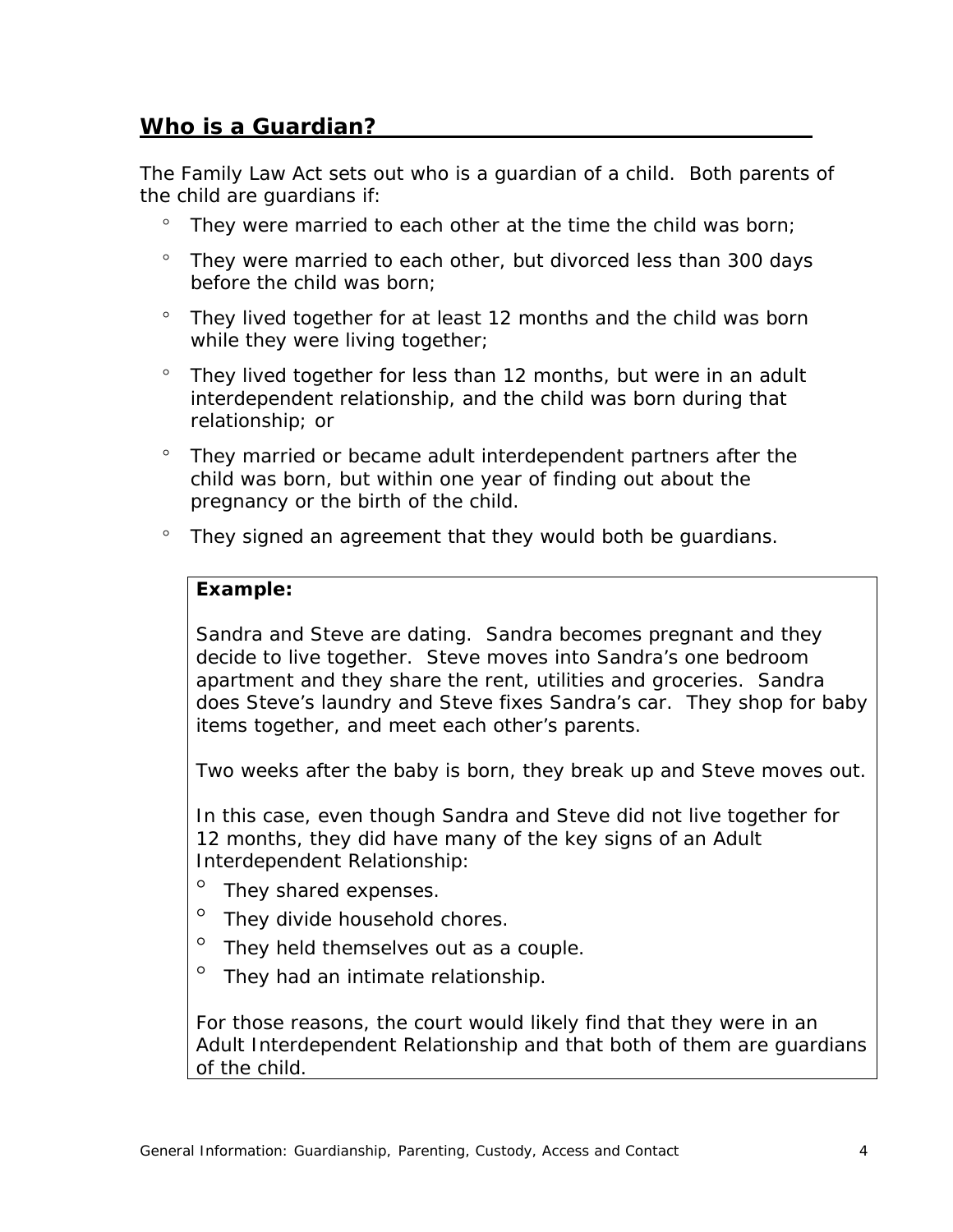## Who is a Guardian?

The Family Law Act sets out who is a guardian of a child. Both parents of the child are guardians if:

- They were married to each other at the time the child was born;
- They were married to each other, but divorced less than 300 days before the child was born;
- They lived together for at least 12 months and the child was born while they were living together;
- They lived together for less than 12 months, but were in an adult interdependent relationship, and the child was born during that relationship; or
- They married or became adult interdependent partners after the child was born, but within one year of finding out about the pregnancy or the birth of the child.
- They signed an agreement that they would both be guardians.

> **Example:**
>
> Sandra and Steve are dating. Sandra becomes pregnant and they decide to live together. Steve moves into Sandra's one bedroom apartment and they share the rent, utilities and groceries. Sandra does Steve's laundry and Steve fixes Sandra's car. They shop for baby items together, and meet each other's parents.
>
> Two weeks after the baby is born, they break up and Steve moves out.
>
> In this case, even though Sandra and Steve did not live together for 12 months, they did have many of the key signs of an Adult Interdependent Relationship:
>
> - They shared expenses.
> - They divide household chores.
> - They held themselves out as a couple.
> - They had an intimate relationship.
>
> For those reasons, the court would likely find that they were in an Adult Interdependent Relationship and that both of them are guardians of the child.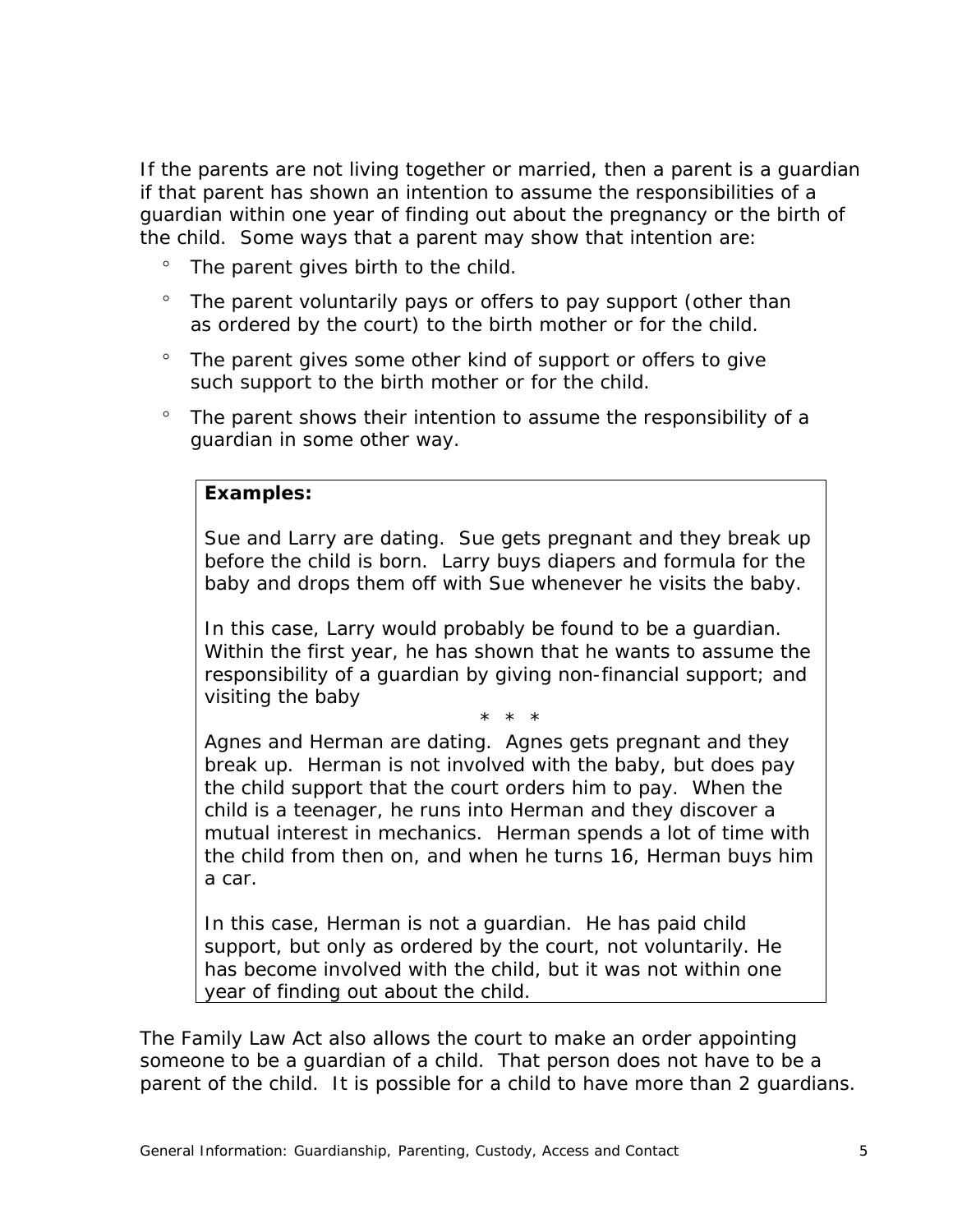If the parents are not living together or married, then a parent is a guardian if that parent has shown an intention to assume the responsibilities of a guardian within one year of finding out about the pregnancy or the birth of the child. Some ways that a parent may show that intention are:

- The parent gives birth to the child.
- The parent voluntarily pays or offers to pay support (other than as ordered by the court) to the birth mother or for the child.
- The parent gives some other kind of support or offers to give such support to the birth mother or for the child.
- The parent shows their intention to assume the responsibility of a guardian in some other way.

> **Examples:**
>
> Sue and Larry are dating. Sue gets pregnant and they break up before the child is born. Larry buys diapers and formula for the baby and drops them off with Sue whenever he visits the baby.
>
> In this case, Larry would probably be found to be a guardian. Within the first year, he has shown that he wants to assume the responsibility of a guardian by giving non-financial support; and visiting the baby
>
> \* \* \*
>
> Agnes and Herman are dating. Agnes gets pregnant and they break up. Herman is not involved with the baby, but does pay the child support that the court orders him to pay. When the child is a teenager, he runs into Herman and they discover a mutual interest in mechanics. Herman spends a lot of time with the child from then on, and when he turns 16, Herman buys him a car.
>
> In this case, Herman is not a guardian. He has paid child support, but only as ordered by the court, not voluntarily. He has become involved with the child, but it was not within one year of finding out about the child.

The Family Law Act also allows the court to make an order appointing someone to be a guardian of a child. That person does not have to be a parent of the child. It is possible for a child to have more than 2 guardians.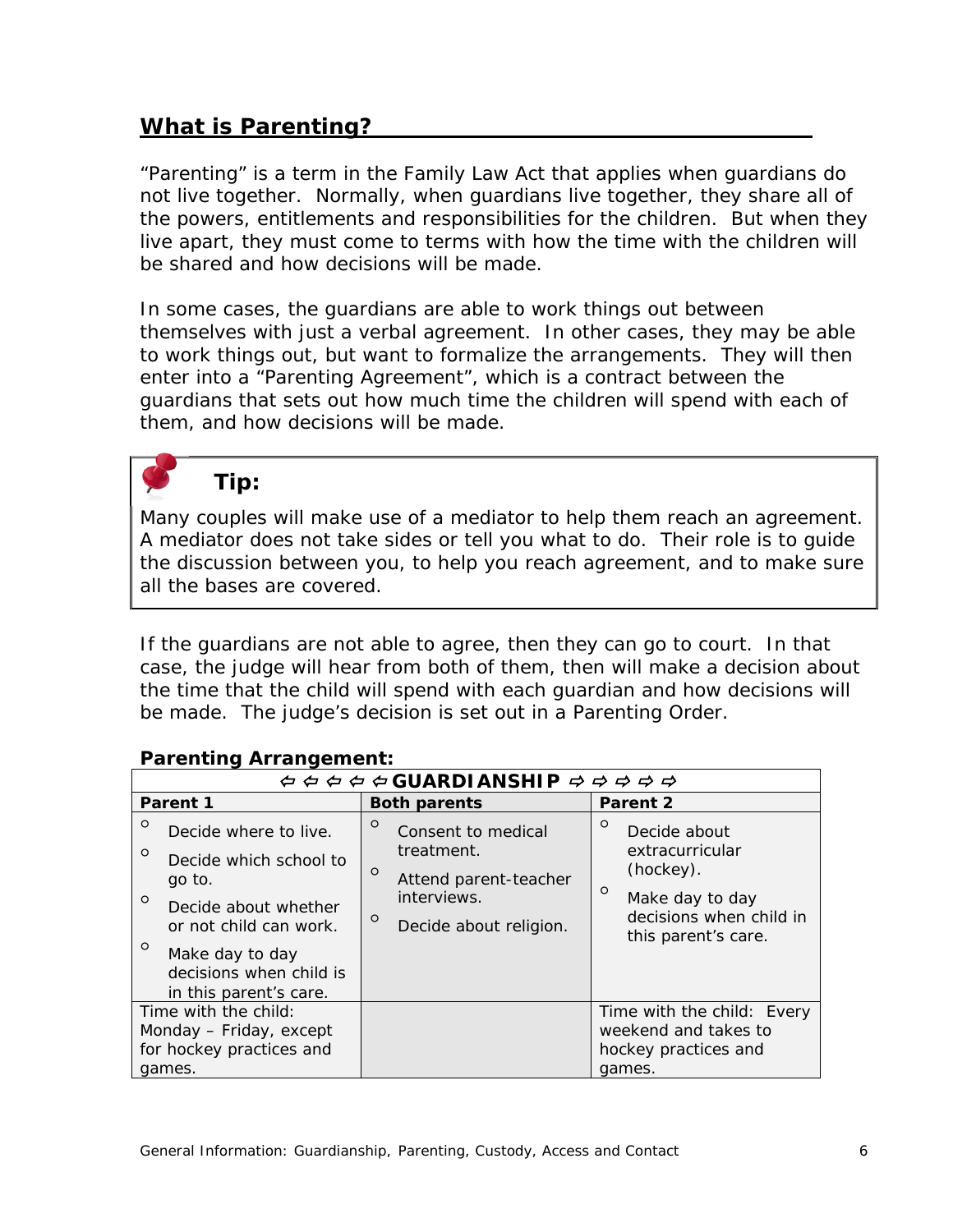## What is Parenting?

"Parenting" is a term in the Family Law Act that applies when guardians do not live together. Normally, when guardians live together, they share all of the powers, entitlements and responsibilities for the children. But when they live apart, they must come to terms with how the time with the children will be shared and how decisions will be made.

In some cases, the guardians are able to work things out between themselves with just a verbal agreement. In other cases, they may be able to work things out, but want to formalize the arrangements. They will then enter into a "Parenting Agreement", which is a contract between the guardians that sets out how much time the children will spend with each of them, and how decisions will be made.

> **Tip:**
>
> Many couples will make use of a mediator to help them reach an agreement. A mediator does not take sides or tell you what to do. Their role is to guide the discussion between you, to help you reach agreement, and to make sure all the bases are covered.

If the guardians are not able to agree, then they can go to court. In that case, the judge will hear from both of them, then will make a decision about the time that the child will spend with each guardian and how decisions will be made. The judge's decision is set out in a Parenting Order.

**Parenting Arrangement:**

| ⇦ ⇦ ⇦ ⇦ ⇦ **GUARDIANSHIP** ⇨ ⇨ ⇨ ⇨ ⇨ | | |
|---|---|---|
| **Parent 1** | **Both parents** | **Parent 2** |
| ○ Decide where to live.<br>○ Decide which school to go to.<br>○ Decide about whether or not child can work.<br>○ Make day to day decisions when child is in this parent's care. | ○ Consent to medical treatment.<br>○ Attend parent-teacher interviews.<br>○ Decide about religion. | ○ Decide about extracurricular (hockey).<br>○ Make day to day decisions when child in this parent's care. |
| Time with the child: Monday – Friday, except for hockey practices and games. | | Time with the child: Every weekend and takes to hockey practices and games. |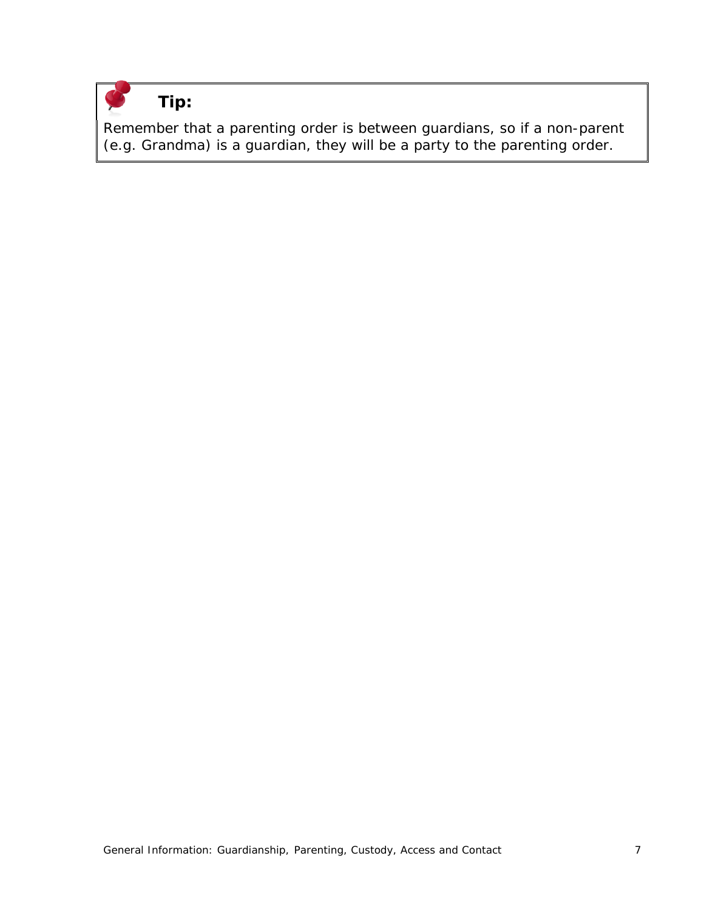> **Tip:**
>
> Remember that a parenting order is between guardians, so if a non-parent (e.g. Grandma) is a guardian, they will be a party to the parenting order.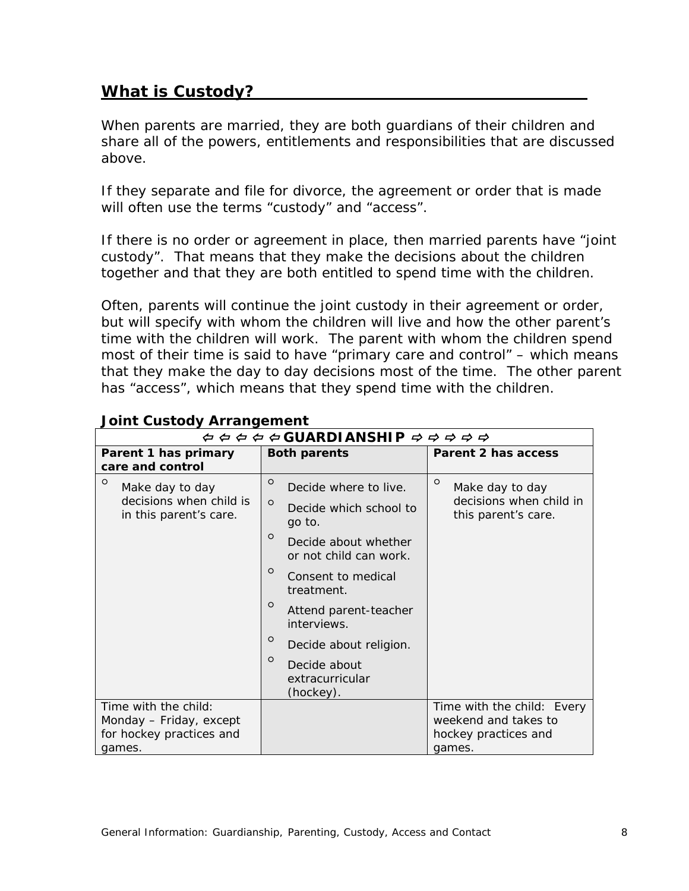## What is Custody?

When parents are married, they are both guardians of their children and share all of the powers, entitlements and responsibilities that are discussed above.

If they separate and file for divorce, the agreement or order that is made will often use the terms “custody” and “access”.

If there is no order or agreement in place, then married parents have “joint custody”. That means that they make the decisions about the children together and that they are both entitled to spend time with the children.

Often, parents will continue the joint custody in their agreement or order, but will specify with whom the children will live and how the other parent’s time with the children will work. The parent with whom the children spend most of their time is said to have “primary care and control” – which means that they make the day to day decisions most of the time. The other parent has “access”, which means that they spend time with the children.

**Joint Custody Arrangement**

| ⇦ ⇦ ⇦ ⇦ ⇦ **GUARDIANSHIP** ⇨ ⇨ ⇨ ⇨ ⇨ | | |
|---|---|---|
| **Parent 1 has primary care and control** | **Both parents** | **Parent 2 has access** |
| ◦ Make day to day decisions when child is in this parent’s care. | ◦ Decide where to live.<br>◦ Decide which school to go to.<br>◦ Decide about whether or not child can work.<br>◦ Consent to medical treatment.<br>◦ Attend parent-teacher interviews.<br>◦ Decide about religion.<br>◦ Decide about extracurricular (hockey). | ◦ Make day to day decisions when child in this parent’s care. |
| Time with the child: Monday – Friday, except for hockey practices and games. | | Time with the child: Every weekend and takes to hockey practices and games. |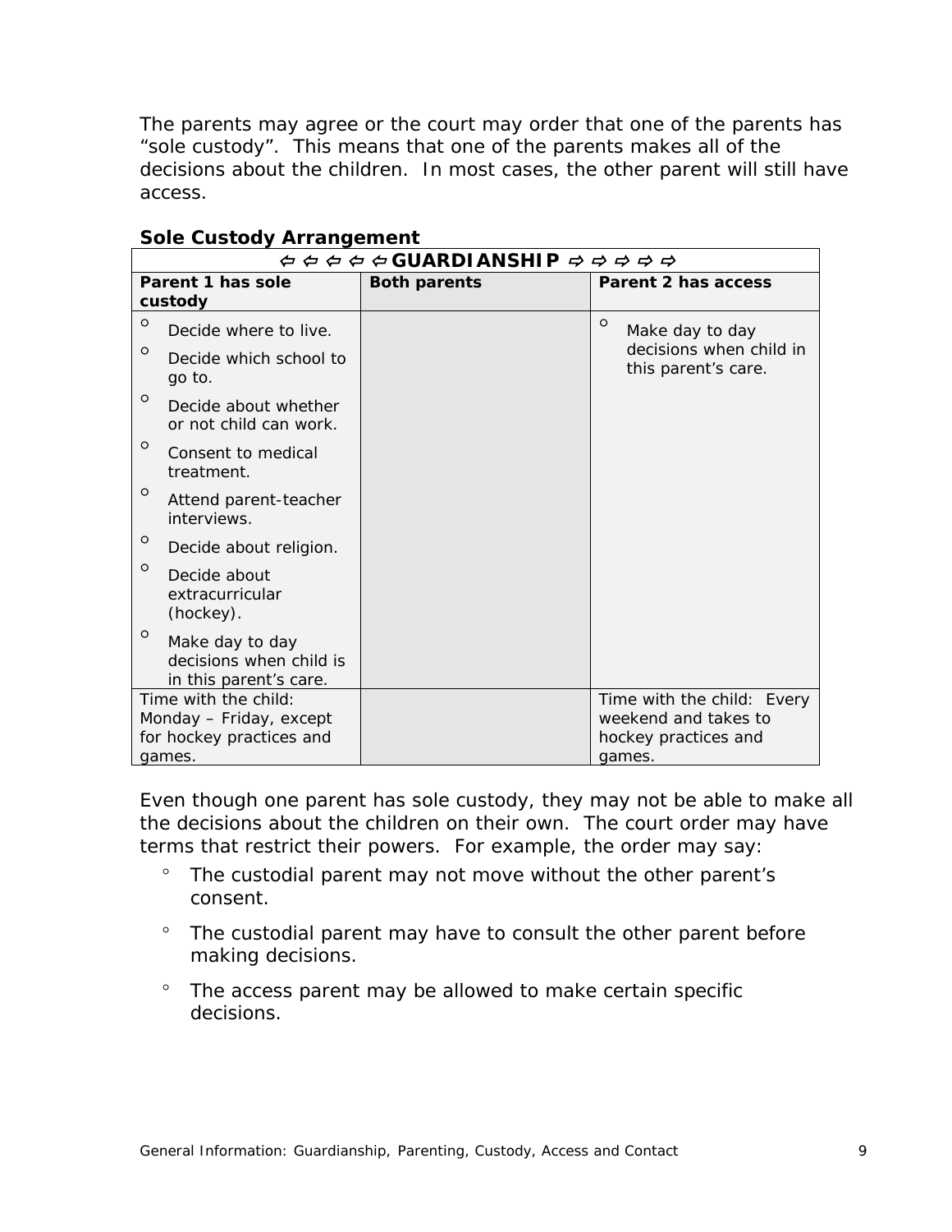The parents may agree or the court may order that one of the parents has "sole custody". This means that one of the parents makes all of the decisions about the children. In most cases, the other parent will still have access.

**Sole Custody Arrangement**

| ⇦ ⇦ ⇦ ⇦ ⇦ **GUARDIANSHIP** ⇨ ⇨ ⇨ ⇨ ⇨ | | |
|---|---|---|
| **Parent 1 has sole custody** | **Both parents** | **Parent 2 has access** |
| ◦ Decide where to live.<br>◦ Decide which school to go to.<br>◦ Decide about whether or not child can work.<br>◦ Consent to medical treatment.<br>◦ Attend parent-teacher interviews.<br>◦ Decide about religion.<br>◦ Decide about extracurricular (hockey).<br>◦ Make day to day decisions when child is in this parent's care. | | ◦ Make day to day decisions when child in this parent's care. |
| Time with the child: Monday – Friday, except for hockey practices and games. | | Time with the child: Every weekend and takes to hockey practices and games. |

Even though one parent has sole custody, they may not be able to make all the decisions about the children on their own. The court order may have terms that restrict their powers. For example, the order may say:

- The custodial parent may not move without the other parent's consent.
- The custodial parent may have to consult the other parent before making decisions.
- The access parent may be allowed to make certain specific decisions.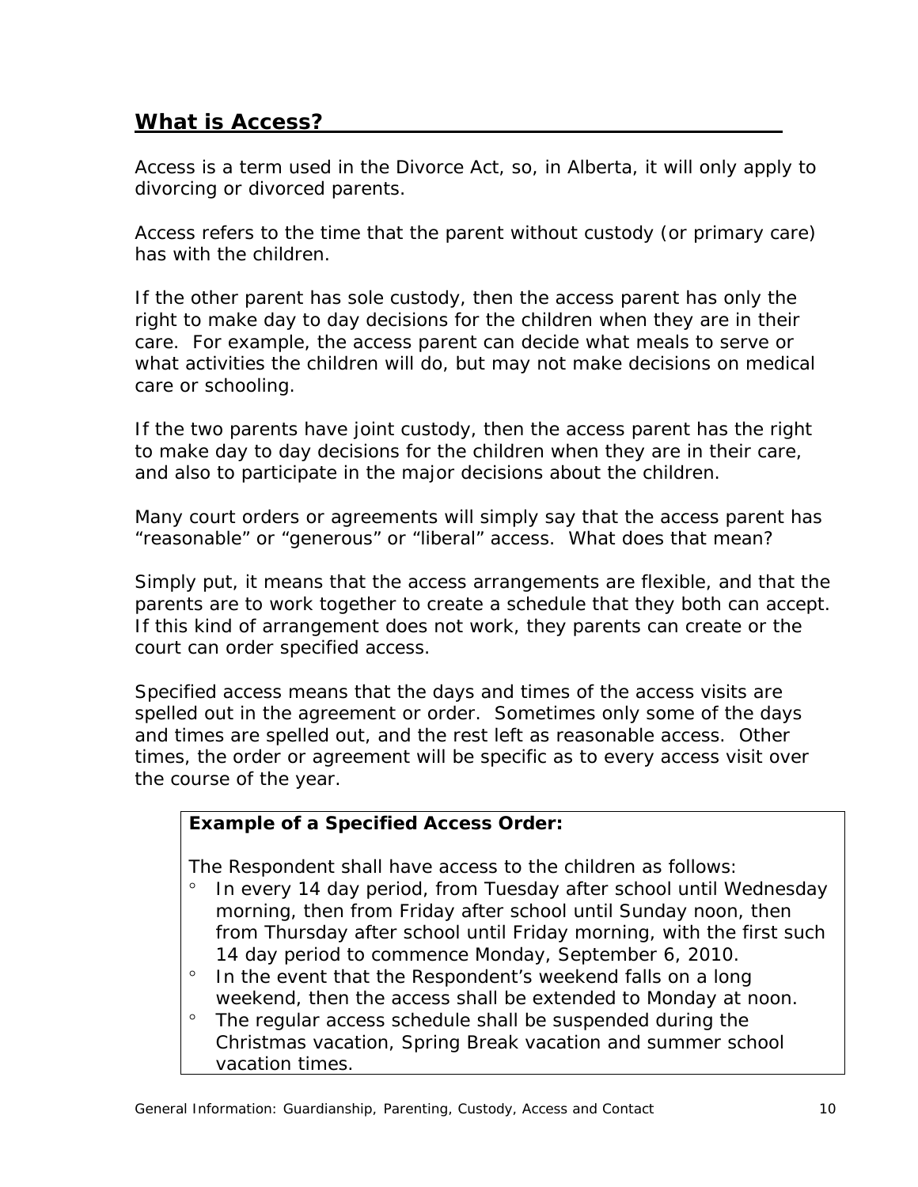## What is Access?

Access is a term used in the Divorce Act, so, in Alberta, it will only apply to divorcing or divorced parents.

Access refers to the time that the parent without custody (or primary care) has with the children.

If the other parent has sole custody, then the access parent has only the right to make day to day decisions for the children when they are in their care. For example, the access parent can decide what meals to serve or what activities the children will do, but may not make decisions on medical care or schooling.

If the two parents have joint custody, then the access parent has the right to make day to day decisions for the children when they are in their care, and also to participate in the major decisions about the children.

Many court orders or agreements will simply say that the access parent has "reasonable" or "generous" or "liberal" access. What does that mean?

Simply put, it means that the access arrangements are flexible, and that the parents are to work together to create a schedule that they both can accept. If this kind of arrangement does not work, they parents can create or the court can order specified access.

Specified access means that the days and times of the access visits are spelled out in the agreement or order. Sometimes only some of the days and times are spelled out, and the rest left as reasonable access. Other times, the order or agreement will be specific as to every access visit over the course of the year.

**Example of a Specified Access Order:**

The Respondent shall have access to the children as follows:

- In every 14 day period, from Tuesday after school until Wednesday morning, then from Friday after school until Sunday noon, then from Thursday after school until Friday morning, with the first such 14 day period to commence Monday, September 6, 2010.
- In the event that the Respondent's weekend falls on a long weekend, then the access shall be extended to Monday at noon.
- The regular access schedule shall be suspended during the Christmas vacation, Spring Break vacation and summer school vacation times.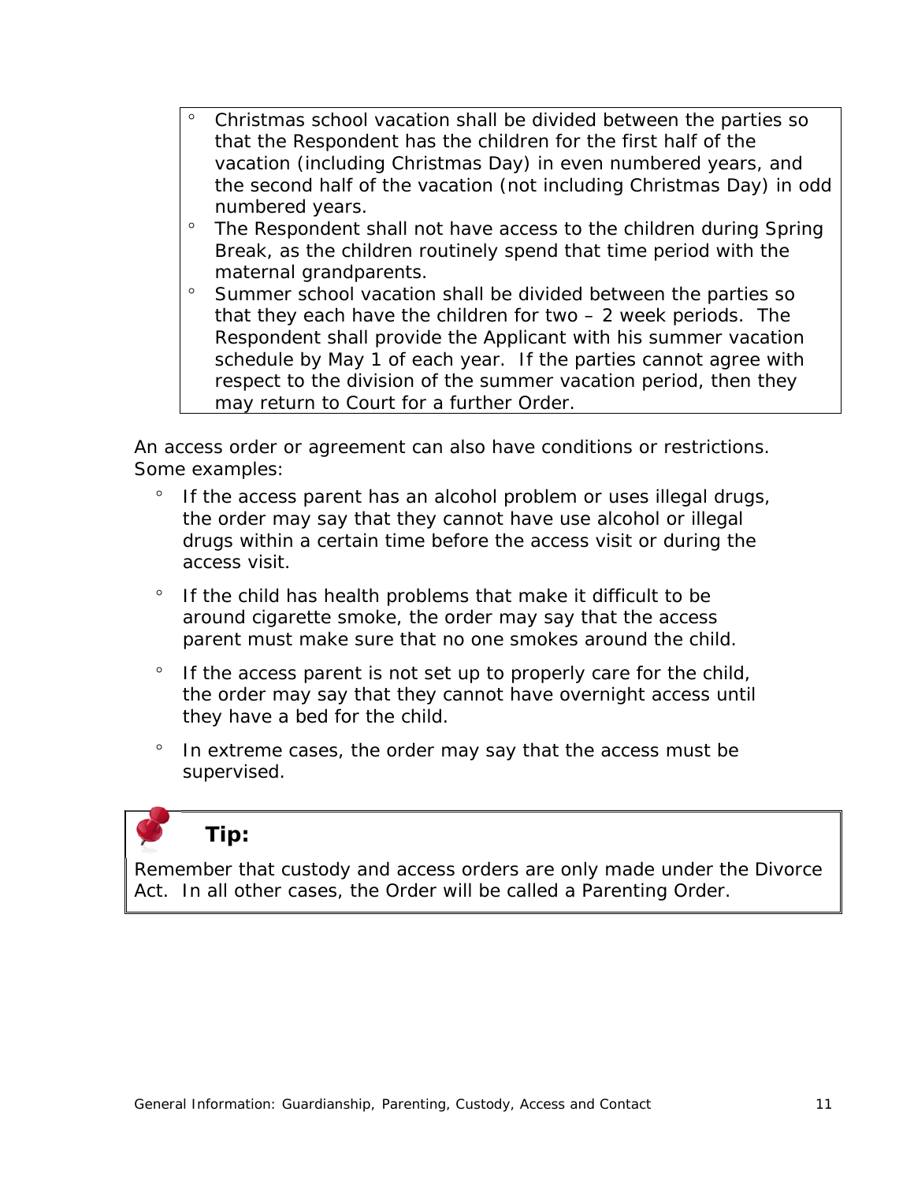- Christmas school vacation shall be divided between the parties so that the Respondent has the children for the first half of the vacation (including Christmas Day) in even numbered years, and the second half of the vacation (not including Christmas Day) in odd numbered years.
- The Respondent shall not have access to the children during Spring Break, as the children routinely spend that time period with the maternal grandparents.
- Summer school vacation shall be divided between the parties so that they each have the children for two – 2 week periods. The Respondent shall provide the Applicant with his summer vacation schedule by May 1 of each year. If the parties cannot agree with respect to the division of the summer vacation period, then they may return to Court for a further Order.

An access order or agreement can also have conditions or restrictions. Some examples:

- If the access parent has an alcohol problem or uses illegal drugs, the order may say that they cannot have use alcohol or illegal drugs within a certain time before the access visit or during the access visit.
- If the child has health problems that make it difficult to be around cigarette smoke, the order may say that the access parent must make sure that no one smokes around the child.
- If the access parent is not set up to properly care for the child, the order may say that they cannot have overnight access until they have a bed for the child.
- In extreme cases, the order may say that the access must be supervised.

**Tip:**

Remember that custody and access orders are only made under the Divorce Act. In all other cases, the Order will be called a Parenting Order.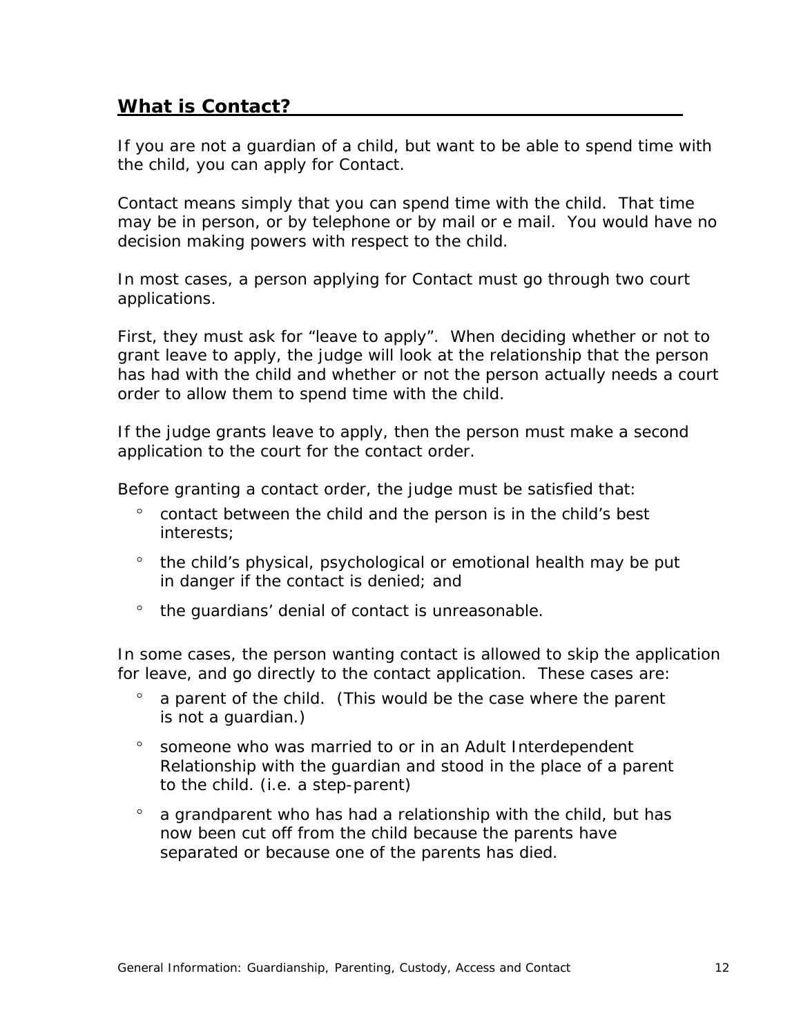## **What is Contact?**

If you are not a guardian of a child, but want to be able to spend time with the child, you can apply for Contact.

Contact means simply that you can spend time with the child. That time may be in person, or by telephone or by mail or e mail. You would have no decision making powers with respect to the child.

In most cases, a person applying for Contact must go through two court applications.

First, they must ask for "leave to apply". When deciding whether or not to grant leave to apply, the judge will look at the relationship that the person has had with the child and whether or not the person actually needs a court order to allow them to spend time with the child.

If the judge grants leave to apply, then the person must make a second application to the court for the contact order.

Before granting a contact order, the judge must be satisfied that:

- contact between the child and the person is in the child's best interests;
- the child's physical, psychological or emotional health may be put in danger if the contact is denied; and
- the guardians' denial of contact is unreasonable.

In some cases, the person wanting contact is allowed to skip the application for leave, and go directly to the contact application. These cases are:

- a parent of the child. (This would be the case where the parent is not a guardian.)
- someone who was married to or in an Adult Interdependent Relationship with the guardian and stood in the place of a parent to the child. (i.e. a step-parent)
- a grandparent who has had a relationship with the child, but has now been cut off from the child because the parents have separated or because one of the parents has died.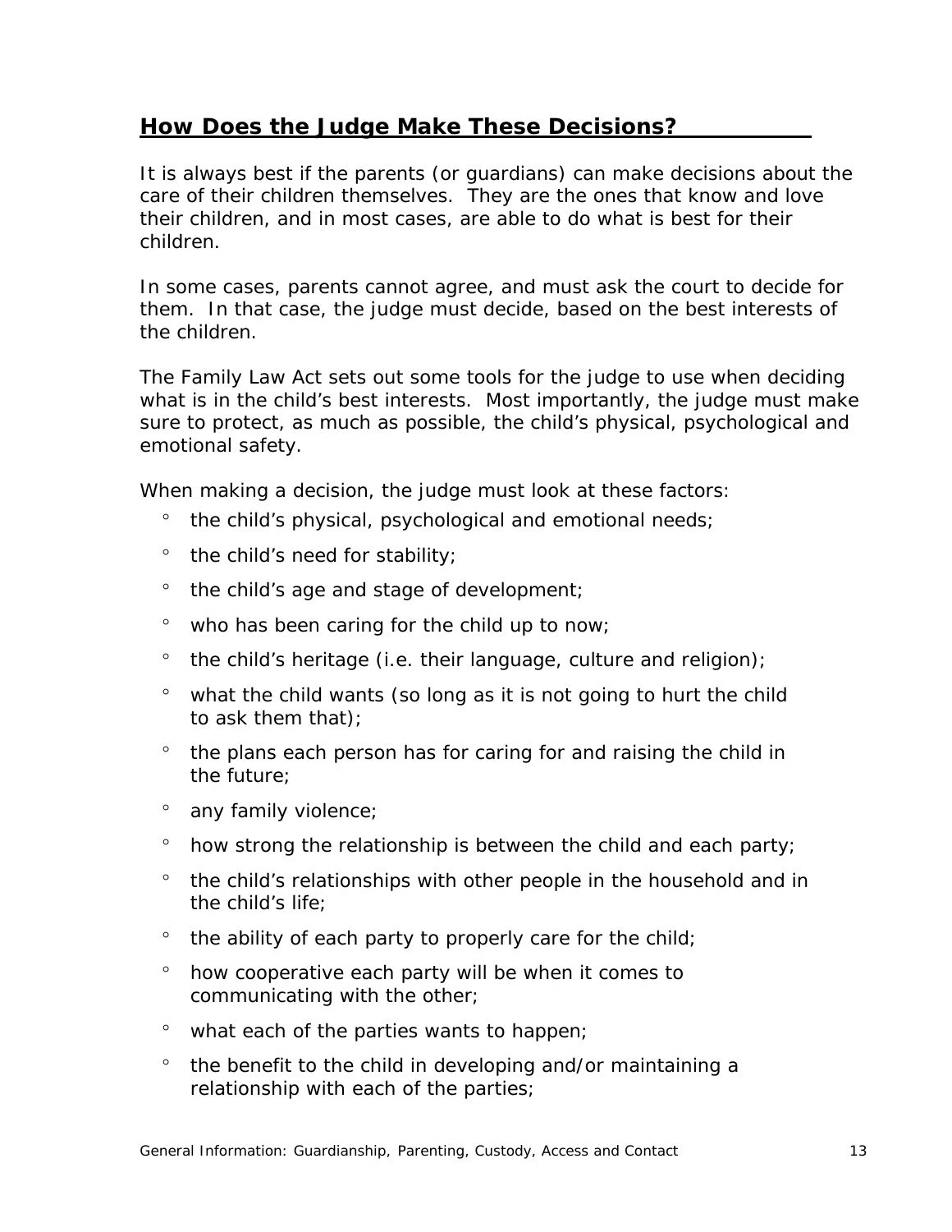## How Does the Judge Make These Decisions?

It is always best if the parents (or guardians) can make decisions about the care of their children themselves. They are the ones that know and love their children, and in most cases, are able to do what is best for their children.

In some cases, parents cannot agree, and must ask the court to decide for them. In that case, the judge must decide, based on the best interests of the children.

The Family Law Act sets out some tools for the judge to use when deciding what is in the child's best interests. Most importantly, the judge must make sure to protect, as much as possible, the child's physical, psychological and emotional safety.

When making a decision, the judge must look at these factors:

- the child's physical, psychological and emotional needs;
- the child's need for stability;
- the child's age and stage of development;
- who has been caring for the child up to now;
- the child's heritage (i.e. their language, culture and religion);
- what the child wants (so long as it is not going to hurt the child to ask them that);
- the plans each person has for caring for and raising the child in the future;
- any family violence;
- how strong the relationship is between the child and each party;
- the child's relationships with other people in the household and in the child's life;
- the ability of each party to properly care for the child;
- how cooperative each party will be when it comes to communicating with the other;
- what each of the parties wants to happen;
- the benefit to the child in developing and/or maintaining a relationship with each of the parties;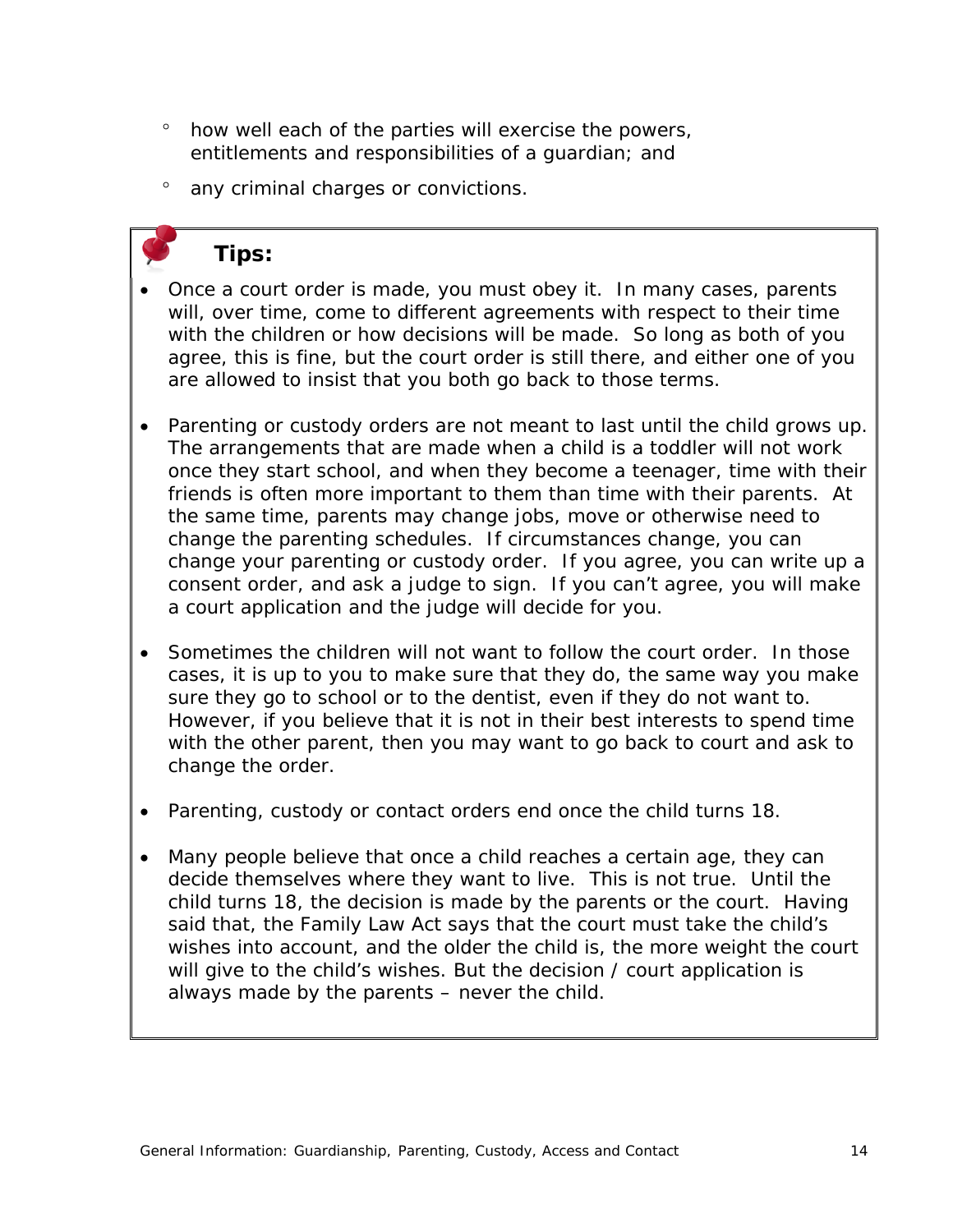- how well each of the parties will exercise the powers, entitlements and responsibilities of a guardian; and
- any criminal charges or convictions.

**Tips:**

- Once a court order is made, you must obey it. In many cases, parents will, over time, come to different agreements with respect to their time with the children or how decisions will be made. So long as both of you agree, this is fine, but the court order is still there, and either one of you are allowed to insist that you both go back to those terms.
- Parenting or custody orders are not meant to last until the child grows up. The arrangements that are made when a child is a toddler will not work once they start school, and when they become a teenager, time with their friends is often more important to them than time with their parents. At the same time, parents may change jobs, move or otherwise need to change the parenting schedules. If circumstances change, you can change your parenting or custody order. If you agree, you can write up a consent order, and ask a judge to sign. If you can't agree, you will make a court application and the judge will decide for you.
- Sometimes the children will not want to follow the court order. In those cases, it is up to you to make sure that they do, the same way you make sure they go to school or to the dentist, even if they do not want to. However, if you believe that it is not in their best interests to spend time with the other parent, then you may want to go back to court and ask to change the order.
- Parenting, custody or contact orders end once the child turns 18.
- Many people believe that once a child reaches a certain age, they can decide themselves where they want to live. This is not true. Until the child turns 18, the decision is made by the parents or the court. Having said that, the Family Law Act says that the court must take the child's wishes into account, and the older the child is, the more weight the court will give to the child's wishes. But the decision / court application is always made by the parents – never the child.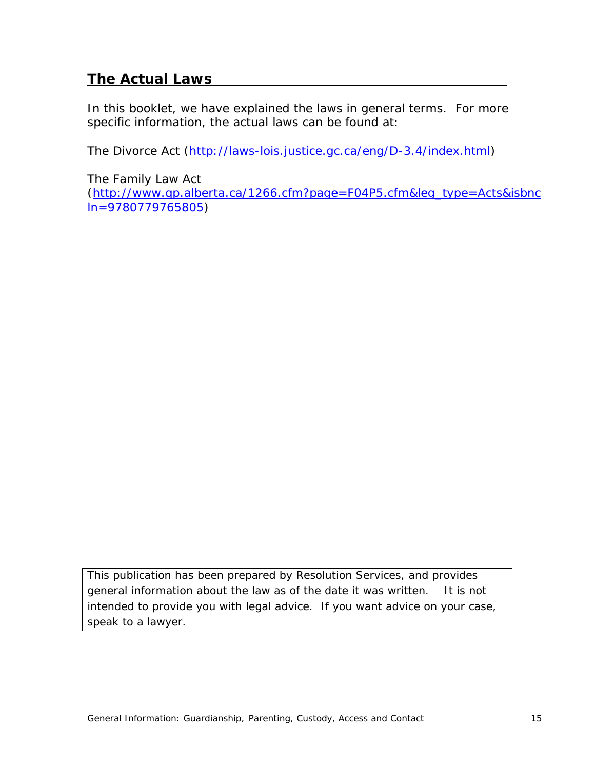## The Actual Laws

In this booklet, we have explained the laws in general terms. For more specific information, the actual laws can be found at:

The Divorce Act (http://laws-lois.justice.gc.ca/eng/D-3.4/index.html)

The Family Law Act
(http://www.qp.alberta.ca/1266.cfm?page=F04P5.cfm&leg_type=Acts&isbncln=9780779765805)

This publication has been prepared by Resolution Services, and provides general information about the law as of the date it was written. It is not intended to provide you with legal advice. If you want advice on your case, speak to a lawyer.